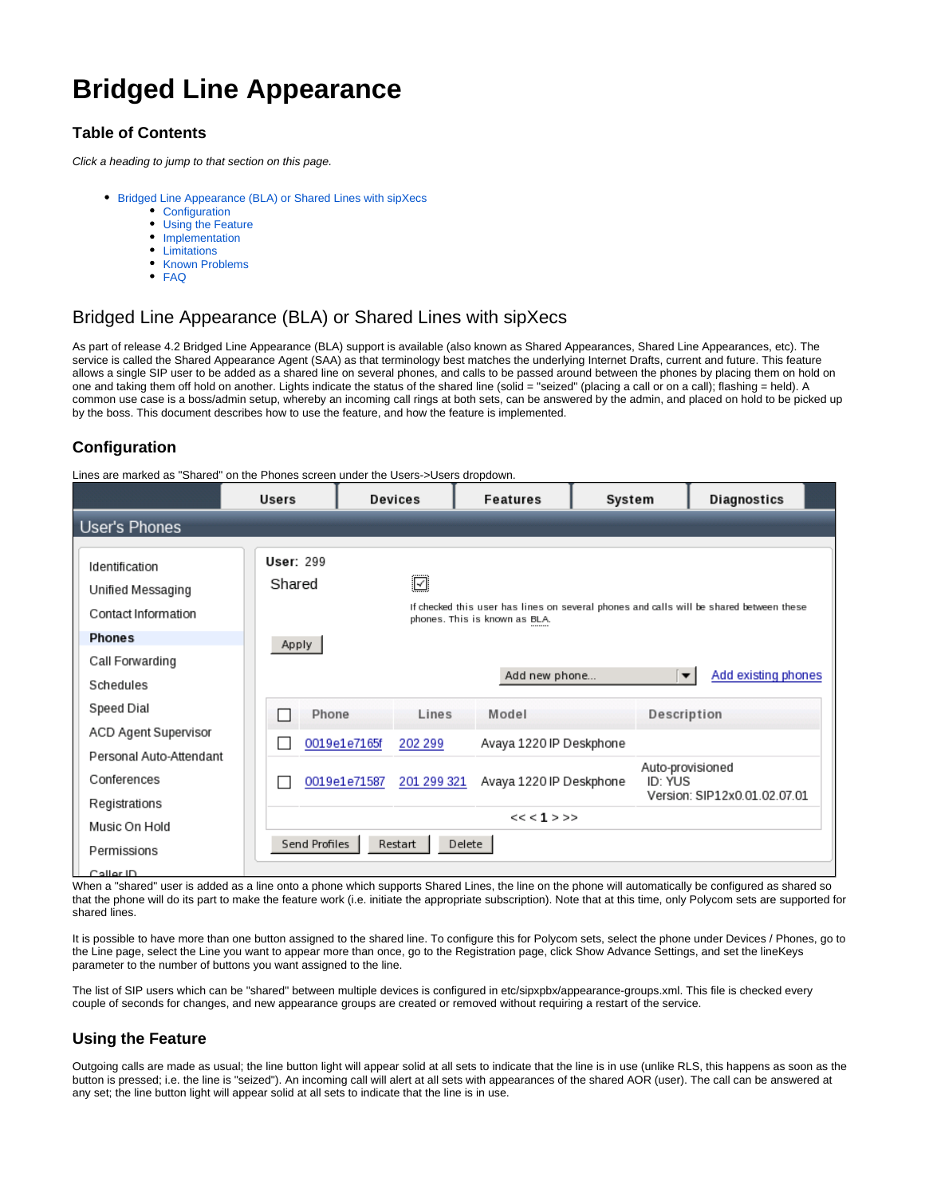# Bridged Line Appearance

## Table of Contents

*Click a heading to jump to that section on this page.*

- Bridged Line Appearance (BLA) or Shared Lines with sipXecs
  - Configuration
  - Using the Feature
  - Implementation
  - Limitations
  - Known Problems
  - FAQ

# Bridged Line Appearance (BLA) or Shared Lines with sipXecs

As part of release 4.2 Bridged Line Appearance (BLA) support is available (also known as Shared Appearances, Shared Line Appearances, etc). The service is called the Shared Appearance Agent (SAA) as that terminology best matches the underlying Internet Drafts, current and future. This feature allows a single SIP user to be added as a shared line on several phones, and calls to be passed around between the phones by placing them on hold on one and taking them off hold on another. Lights indicate the status of the shared line (solid = "seized" (placing a call or on a call); flashing = held). A common use case is a boss/admin setup, whereby an incoming call rings at both sets, can be answered by the admin, and placed on hold to be picked up by the boss. This document describes how to use the feature, and how the feature is implemented.

## Configuration

Lines are marked as "Shared" on the Phones screen under the Users->Users dropdown.

Users | Devices | Features | System | Diagnostics

**User's Phones**

- Identification
- Unified Messaging
- Contact Information
- **Phones**
- Call Forwarding
- Schedules
- Speed Dial
- ACD Agent Supervisor
- Personal Auto-Attendant
- Conferences
- Registrations
- Music On Hold
- Permissions
- Caller ID

**User:** 299

Shared ☑ If checked this user has lines on several phones and calls will be shared between these phones. This is known as BLA.

Apply

Add new phone... | Add existing phones

| | Phone | Lines | Model | Description |
|---|---|---|---|---|
| ☐ | 0019e1e7165f | 202 299 | Avaya 1220 IP Deskphone | |
| ☐ | 0019e1e71587 | 201 299 321 | Avaya 1220 IP Deskphone | Auto-provisioned ID: YUS Version: SIP12x0.01.02.07.01 |

<< < 1 > >>

Send Profiles | Restart | Delete

When a "shared" user is added as a line onto a phone which supports Shared Lines, the line on the phone will automatically be configured as shared so that the phone will do its part to make the feature work (i.e. initiate the appropriate subscription). Note that at this time, only Polycom sets are supported for shared lines.

It is possible to have more than one button assigned to the shared line. To configure this for Polycom sets, select the phone under Devices / Phones, go to the Line page, select the Line you want to appear more than once, go to the Registration page, click Show Advance Settings, and set the lineKeys parameter to the number of buttons you want assigned to the line.

The list of SIP users which can be "shared" between multiple devices is configured in etc/sipxpbx/appearance-groups.xml. This file is checked every couple of seconds for changes, and new appearance groups are created or removed without requiring a restart of the service.

## Using the Feature

Outgoing calls are made as usual; the line button light will appear solid at all sets to indicate that the line is in use (unlike RLS, this happens as soon as the button is pressed; i.e. the line is "seized"). An incoming call will alert at all sets with appearances of the shared AOR (user). The call can be answered at any set; the line button light will appear solid at all sets to indicate that the line is in use.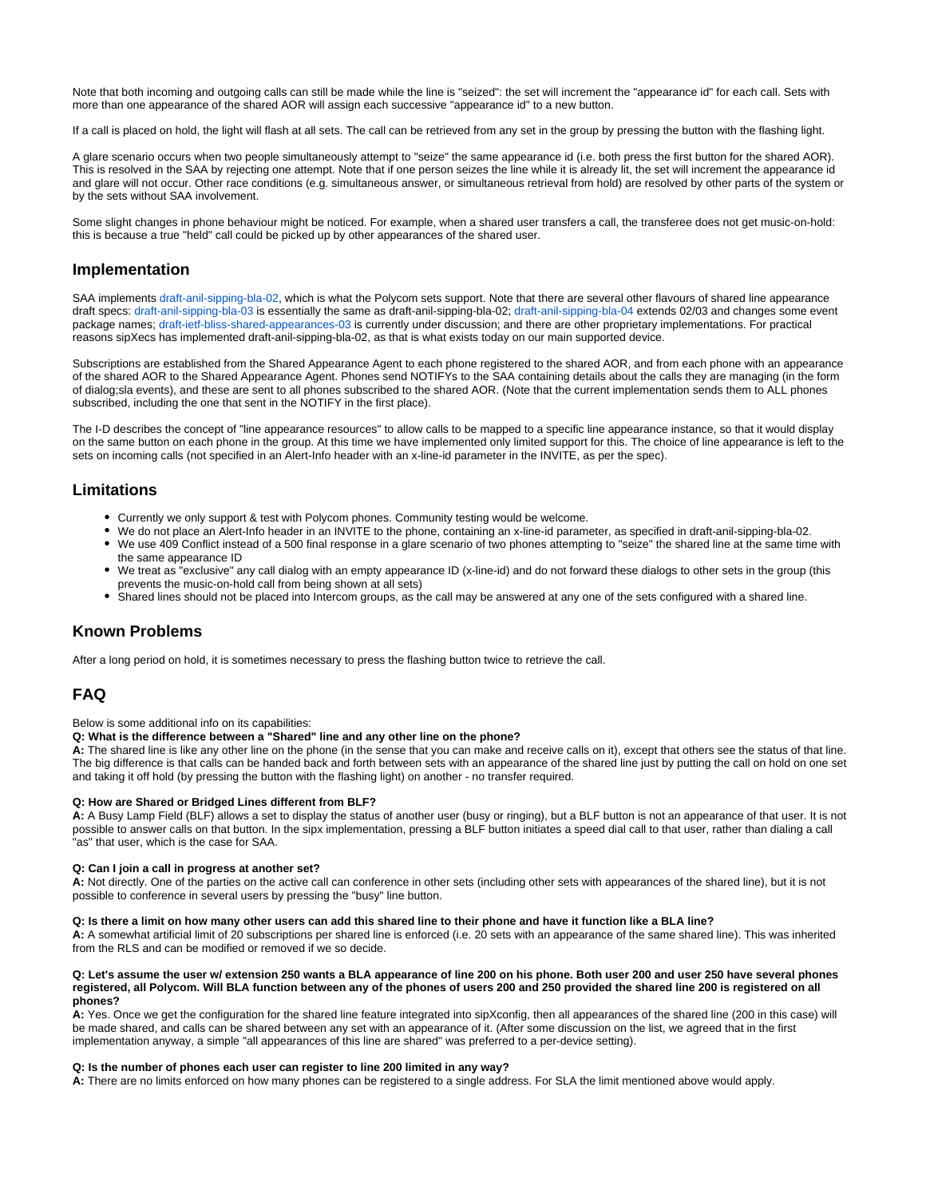Note that both incoming and outgoing calls can still be made while the line is "seized": the set will increment the "appearance id" for each call. Sets with more than one appearance of the shared AOR will assign each successive "appearance id" to a new button.

If a call is placed on hold, the light will flash at all sets. The call can be retrieved from any set in the group by pressing the button with the flashing light.

A glare scenario occurs when two people simultaneously attempt to "seize" the same appearance id (i.e. both press the first button for the shared AOR). This is resolved in the SAA by rejecting one attempt. Note that if one person seizes the line while it is already lit, the set will increment the appearance id and glare will not occur. Other race conditions (e.g. simultaneous answer, or simultaneous retrieval from hold) are resolved by other parts of the system or by the sets without SAA involvement.

Some slight changes in phone behaviour might be noticed. For example, when a shared user transfers a call, the transferee does not get music-on-hold: this is because a true "held" call could be picked up by other appearances of the shared user.

## Implementation

SAA implements draft-anil-sipping-bla-02, which is what the Polycom sets support. Note that there are several other flavours of shared line appearance draft specs: draft-anil-sipping-bla-03 is essentially the same as draft-anil-sipping-bla-02; draft-anil-sipping-bla-04 extends 02/03 and changes some event package names; draft-ietf-bliss-shared-appearances-03 is currently under discussion; and there are other proprietary implementations. For practical reasons sipXecs has implemented draft-anil-sipping-bla-02, as that is what exists today on our main supported device.

Subscriptions are established from the Shared Appearance Agent to each phone registered to the shared AOR, and from each phone with an appearance of the shared AOR to the Shared Appearance Agent. Phones send NOTIFYs to the SAA containing details about the calls they are managing (in the form of dialog;sla events), and these are sent to all phones subscribed to the shared AOR. (Note that the current implementation sends them to ALL phones subscribed, including the one that sent in the NOTIFY in the first place).

The I-D describes the concept of "line appearance resources" to allow calls to be mapped to a specific line appearance instance, so that it would display on the same button on each phone in the group. At this time we have implemented only limited support for this. The choice of line appearance is left to the sets on incoming calls (not specified in an Alert-Info header with an x-line-id parameter in the INVITE, as per the spec).

## Limitations

- Currently we only support & test with Polycom phones. Community testing would be welcome.
- We do not place an Alert-Info header in an INVITE to the phone, containing an x-line-id parameter, as specified in draft-anil-sipping-bla-02.
- We use 409 Conflict instead of a 500 final response in a glare scenario of two phones attempting to "seize" the shared line at the same time with the same appearance ID
- We treat as "exclusive" any call dialog with an empty appearance ID (x-line-id) and do not forward these dialogs to other sets in the group (this prevents the music-on-hold call from being shown at all sets)
- Shared lines should not be placed into Intercom groups, as the call may be answered at any one of the sets configured with a shared line.

## Known Problems

After a long period on hold, it is sometimes necessary to press the flashing button twice to retrieve the call.

## FAQ

Below is some additional info on its capabilities:

**Q: What is the difference between a "Shared" line and any other line on the phone?**
**A:** The shared line is like any other line on the phone (in the sense that you can make and receive calls on it), except that others see the status of that line. The big difference is that calls can be handed back and forth between sets with an appearance of the shared line just by putting the call on hold on one set and taking it off hold (by pressing the button with the flashing light) on another - no transfer required.

**Q: How are Shared or Bridged Lines different from BLF?**
**A:** A Busy Lamp Field (BLF) allows a set to display the status of another user (busy or ringing), but a BLF button is not an appearance of that user. It is not possible to answer calls on that button. In the sipx implementation, pressing a BLF button initiates a speed dial call to that user, rather than dialing a call "as" that user, which is the case for SAA.

**Q: Can I join a call in progress at another set?**
**A:** Not directly. One of the parties on the active call can conference in other sets (including other sets with appearances of the shared line), but it is not possible to conference in several users by pressing the "busy" line button.

**Q: Is there a limit on how many other users can add this shared line to their phone and have it function like a BLA line?**
**A:** A somewhat artificial limit of 20 subscriptions per shared line is enforced (i.e. 20 sets with an appearance of the same shared line). This was inherited from the RLS and can be modified or removed if we so decide.

**Q: Let's assume the user w/ extension 250 wants a BLA appearance of line 200 on his phone. Both user 200 and user 250 have several phones registered, all Polycom. Will BLA function between any of the phones of users 200 and 250 provided the shared line 200 is registered on all phones?**
**A:** Yes. Once we get the configuration for the shared line feature integrated into sipXconfig, then all appearances of the shared line (200 in this case) will be made shared, and calls can be shared between any set with an appearance of it. (After some discussion on the list, we agreed that in the first implementation anyway, a simple "all appearances of this line are shared" was preferred to a per-device setting).

**Q: Is the number of phones each user can register to line 200 limited in any way?**
**A:** There are no limits enforced on how many phones can be registered to a single address. For SLA the limit mentioned above would apply.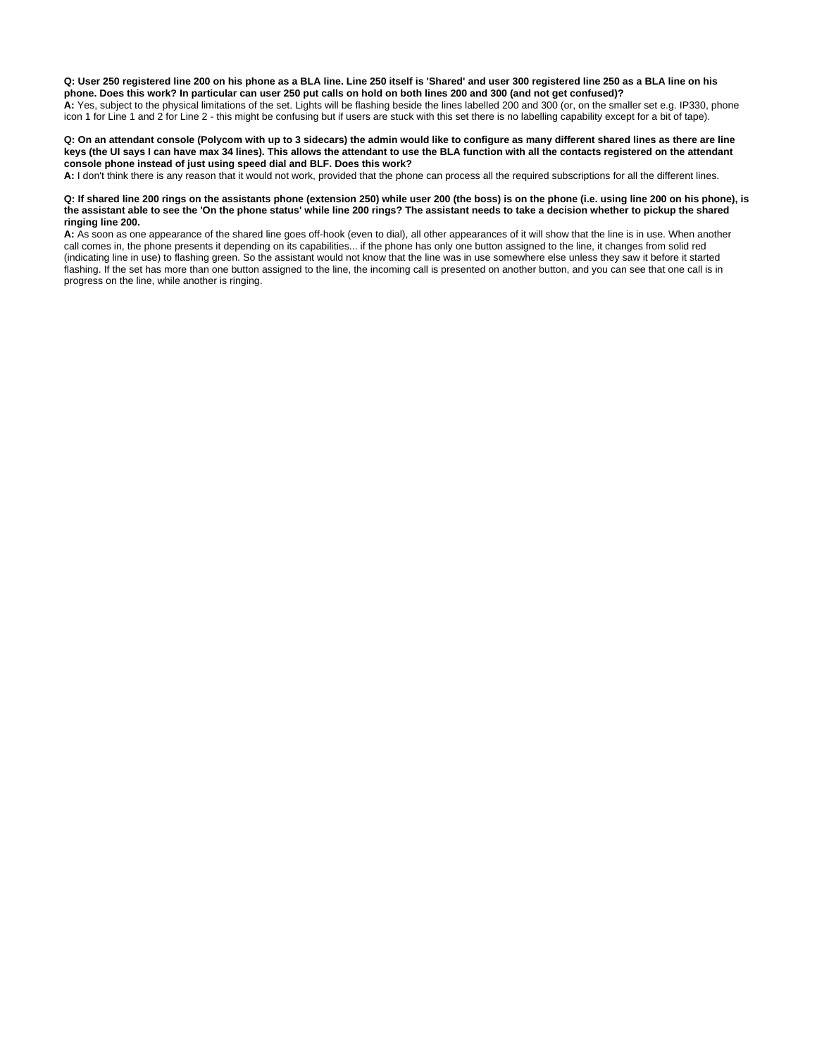**Q: User 250 registered line 200 on his phone as a BLA line. Line 250 itself is 'Shared' and user 300 registered line 250 as a BLA line on his phone. Does this work? In particular can user 250 put calls on hold on both lines 200 and 300 (and not get confused)?**
**A:** Yes, subject to the physical limitations of the set. Lights will be flashing beside the lines labelled 200 and 300 (or, on the smaller set e.g. IP330, phone icon 1 for Line 1 and 2 for Line 2 - this might be confusing but if users are stuck with this set there is no labelling capability except for a bit of tape).

**Q: On an attendant console (Polycom with up to 3 sidecars) the admin would like to configure as many different shared lines as there are line keys (the UI says I can have max 34 lines). This allows the attendant to use the BLA function with all the contacts registered on the attendant console phone instead of just using speed dial and BLF. Does this work?**
**A:** I don't think there is any reason that it would not work, provided that the phone can process all the required subscriptions for all the different lines.

**Q: If shared line 200 rings on the assistants phone (extension 250) while user 200 (the boss) is on the phone (i.e. using line 200 on his phone), is the assistant able to see the 'On the phone status' while line 200 rings? The assistant needs to take a decision whether to pickup the shared ringing line 200.**
**A:** As soon as one appearance of the shared line goes off-hook (even to dial), all other appearances of it will show that the line is in use. When another call comes in, the phone presents it depending on its capabilities... if the phone has only one button assigned to the line, it changes from solid red (indicating line in use) to flashing green. So the assistant would not know that the line was in use somewhere else unless they saw it before it started flashing. If the set has more than one button assigned to the line, the incoming call is presented on another button, and you can see that one call is in progress on the line, while another is ringing.